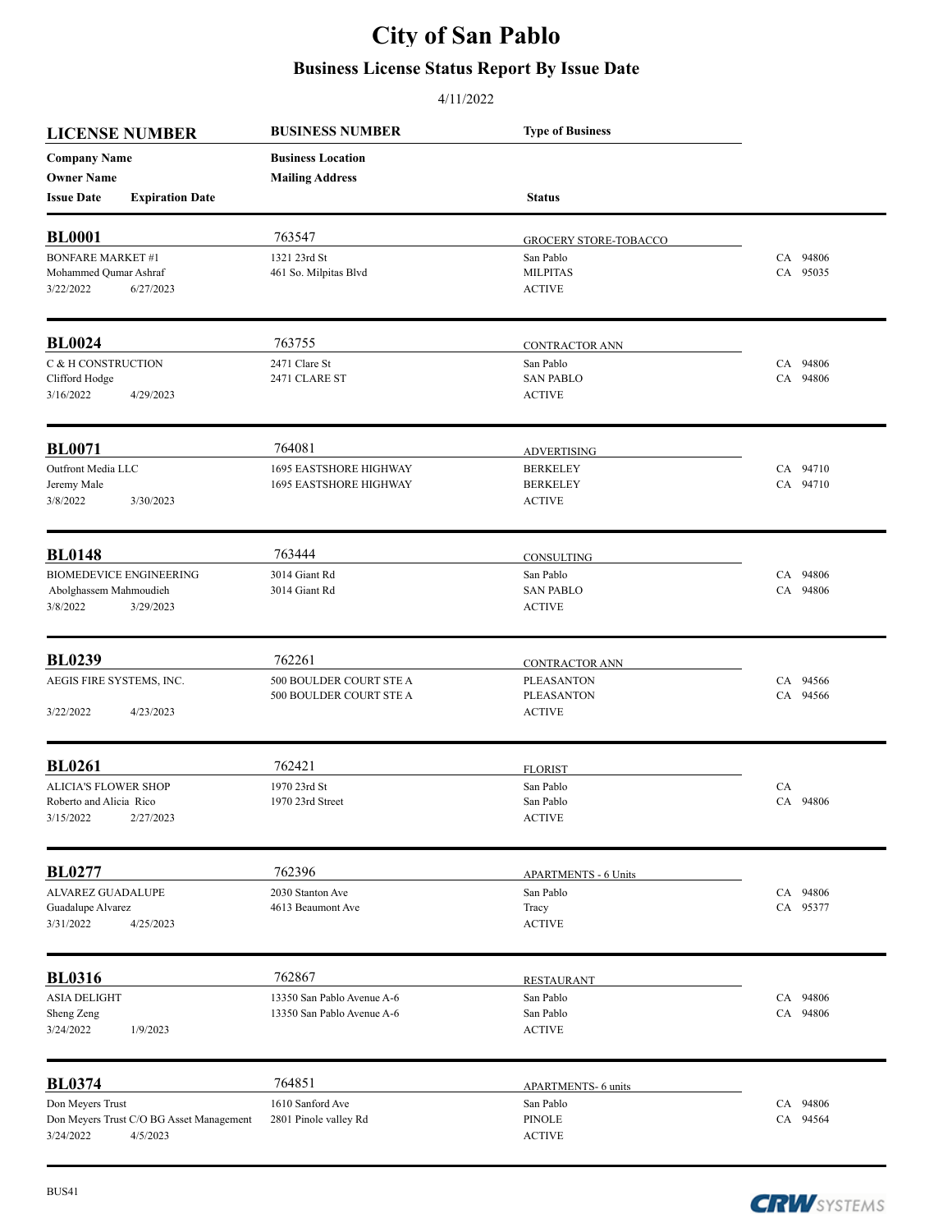# City of San Pablo

## Business License Status Report By Issue Date

4/11/2022

| LICENSE NUMBER | BUSINESS NUMBER | Type of Business | |
|---|---|---|---|
| Company Name | Business Location | | |
| Owner Name | Mailing Address | | |
| Issue Date / Expiration Date | | Status | |
| **BL0001** | 763547 | GROCERY STORE-TOBACCO | |
| BONFARE MARKET #1 | 1321 23rd St | San Pablo | CA 94806 |
| Mohammed Qumar Ashraf | 461 So. Milpitas Blvd | MILPITAS | CA 95035 |
| 3/22/2022 6/27/2023 | | ACTIVE | |
| **BL0024** | 763755 | CONTRACTOR ANN | |
| C & H CONSTRUCTION | 2471 Clare St | San Pablo | CA 94806 |
| Clifford Hodge | 2471 CLARE ST | SAN PABLO | CA 94806 |
| 3/16/2022 4/29/2023 | | ACTIVE | |
| **BL0071** | 764081 | ADVERTISING | |
| Outfront Media LLC | 1695 EASTSHORE HIGHWAY | BERKELEY | CA 94710 |
| Jeremy Male | 1695 EASTSHORE HIGHWAY | BERKELEY | CA 94710 |
| 3/8/2022 3/30/2023 | | ACTIVE | |
| **BL0148** | 763444 | CONSULTING | |
| BIOMEDEVICE ENGINEERING | 3014 Giant Rd | San Pablo | CA 94806 |
| Abolghassem Mahmoudieh | 3014 Giant Rd | SAN PABLO | CA 94806 |
| 3/8/2022 3/29/2023 | | ACTIVE | |
| **BL0239** | 762261 | CONTRACTOR ANN | |
| AEGIS FIRE SYSTEMS, INC. | 500 BOULDER COURT STE A | PLEASANTON | CA 94566 |
| | 500 BOULDER COURT STE A | PLEASANTON | CA 94566 |
| 3/22/2022 4/23/2023 | | ACTIVE | |
| **BL0261** | 762421 | FLORIST | |
| ALICIA'S FLOWER SHOP | 1970 23rd St | San Pablo | CA |
| Roberto and Alicia Rico | 1970 23rd Street | San Pablo | CA 94806 |
| 3/15/2022 2/27/2023 | | ACTIVE | |
| **BL0277** | 762396 | APARTMENTS - 6 Units | |
| ALVAREZ GUADALUPE | 2030 Stanton Ave | San Pablo | CA 94806 |
| Guadalupe Alvarez | 4613 Beaumont Ave | Tracy | CA 95377 |
| 3/31/2022 4/25/2023 | | ACTIVE | |
| **BL0316** | 762867 | RESTAURANT | |
| ASIA DELIGHT | 13350 San Pablo Avenue A-6 | San Pablo | CA 94806 |
| Sheng Zeng | 13350 San Pablo Avenue A-6 | San Pablo | CA 94806 |
| 3/24/2022 1/9/2023 | | ACTIVE | |
| **BL0374** | 764851 | APARTMENTS- 6 units | |
| Don Meyers Trust | 1610 Sanford Ave | San Pablo | CA 94806 |
| Don Meyers Trust C/O BG Asset Management | 2801 Pinole valley Rd | PINOLE | CA 94564 |
| 3/24/2022 4/5/2023 | | ACTIVE | |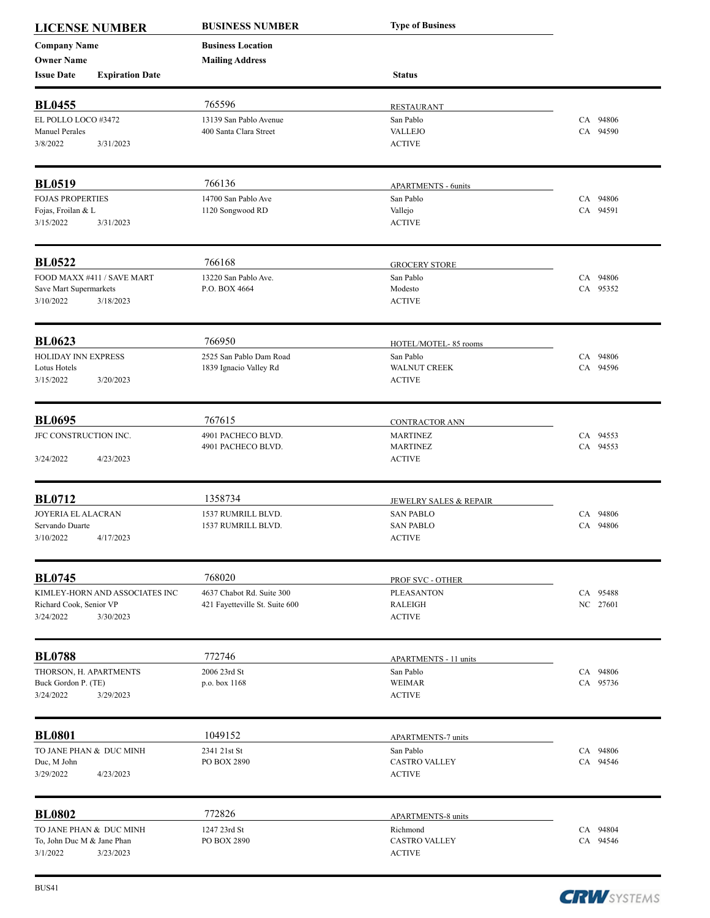| LICENSE NUMBER | BUSINESS NUMBER | Type of Business | |
|---|---|---|---|
| Company Name | Business Location | | |
| Owner Name | Mailing Address | | |
| Issue Date / Expiration Date | | Status | |

| LICENSE NUMBER | BUSINESS NUMBER | Type of Business | |
|---|---|---|---|
| **BL0455** | 765596 | RESTAURANT | |
| EL POLLO LOCO #3472 | 13139 San Pablo Avenue | San Pablo | CA 94806 |
| Manuel Perales | 400 Santa Clara Street | VALLEJO | CA 94590 |
| 3/8/2022 3/31/2023 | | ACTIVE | |
| **BL0519** | 766136 | APARTMENTS - 6units | |
| FOJAS PROPERTIES | 14700 San Pablo Ave | San Pablo | CA 94806 |
| Fojas, Froilan & L | 1120 Songwood RD | Vallejo | CA 94591 |
| 3/15/2022 3/31/2023 | | ACTIVE | |
| **BL0522** | 766168 | GROCERY STORE | |
| FOOD MAXX #411 / SAVE MART | 13220 San Pablo Ave. | San Pablo | CA 94806 |
| Save Mart Supermarkets | P.O. BOX 4664 | Modesto | CA 95352 |
| 3/10/2022 3/18/2023 | | ACTIVE | |
| **BL0623** | 766950 | HOTEL/MOTEL- 85 rooms | |
| HOLIDAY INN EXPRESS | 2525 San Pablo Dam Road | San Pablo | CA 94806 |
| Lotus Hotels | 1839 Ignacio Valley Rd | WALNUT CREEK | CA 94596 |
| 3/15/2022 3/20/2023 | | ACTIVE | |
| **BL0695** | 767615 | CONTRACTOR ANN | |
| JFC CONSTRUCTION INC. | 4901 PACHECO BLVD. | MARTINEZ | CA 94553 |
| | 4901 PACHECO BLVD. | MARTINEZ | CA 94553 |
| 3/24/2022 4/23/2023 | | ACTIVE | |
| **BL0712** | 1358734 | JEWELRY SALES & REPAIR | |
| JOYERIA EL ALACRAN | 1537 RUMRILL BLVD. | SAN PABLO | CA 94806 |
| Servando Duarte | 1537 RUMRILL BLVD. | SAN PABLO | CA 94806 |
| 3/10/2022 4/17/2023 | | ACTIVE | |
| **BL0745** | 768020 | PROF SVC - OTHER | |
| KIMLEY-HORN AND ASSOCIATES INC | 4637 Chabot Rd. Suite 300 | PLEASANTON | CA 95488 |
| Richard Cook, Senior VP | 421 Fayetteville St. Suite 600 | RALEIGH | NC 27601 |
| 3/24/2022 3/30/2023 | | ACTIVE | |
| **BL0788** | 772746 | APARTMENTS - 11 units | |
| THORSON, H. APARTMENTS | 2006 23rd St | San Pablo | CA 94806 |
| Buck Gordon P. (TE) | p.o. box 1168 | WEIMAR | CA 95736 |
| 3/24/2022 3/29/2023 | | ACTIVE | |
| **BL0801** | 1049152 | APARTMENTS-7 units | |
| TO JANE PHAN & DUC MINH | 2341 21st St | San Pablo | CA 94806 |
| Duc, M John | PO BOX 2890 | CASTRO VALLEY | CA 94546 |
| 3/29/2022 4/23/2023 | | ACTIVE | |
| **BL0802** | 772826 | APARTMENTS-8 units | |
| TO JANE PHAN & DUC MINH | 1247 23rd St | Richmond | CA 94804 |
| To, John Duc M & Jane Phan | PO BOX 2890 | CASTRO VALLEY | CA 94546 |
| 3/1/2022 3/23/2023 | | ACTIVE | |

BUS41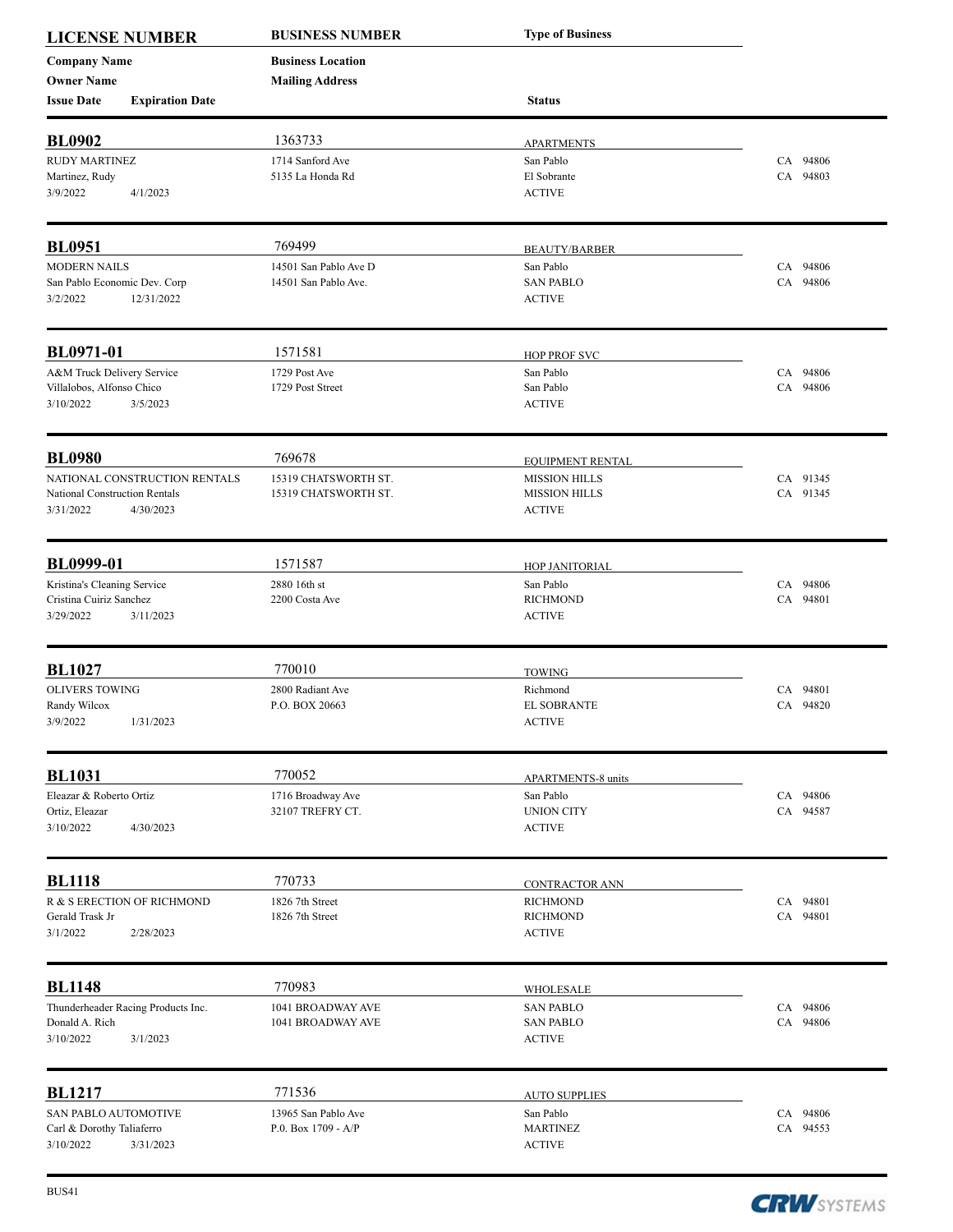| LICENSE NUMBER | BUSINESS NUMBER | Type of Business | |
|---|---|---|---|
| Company Name | Business Location | | |
| Owner Name | Mailing Address | | |
| Issue Date / Expiration Date | | Status | |

| | | | |
|---|---|---|---|
| **BL0902** | 1363733 | APARTMENTS | |
| RUDY MARTINEZ | 1714 Sanford Ave | San Pablo | CA 94806 |
| Martinez, Rudy | 5135 La Honda Rd | El Sobrante | CA 94803 |
| 3/9/2022 4/1/2023 | | ACTIVE | |
| **BL0951** | 769499 | BEAUTY/BARBER | |
| MODERN NAILS | 14501 San Pablo Ave D | San Pablo | CA 94806 |
| San Pablo Economic Dev. Corp | 14501 San Pablo Ave. | SAN PABLO | CA 94806 |
| 3/2/2022 12/31/2022 | | ACTIVE | |
| **BL0971-01** | 1571581 | HOP PROF SVC | |
| A&M Truck Delivery Service | 1729 Post Ave | San Pablo | CA 94806 |
| Villalobos, Alfonso Chico | 1729 Post Street | San Pablo | CA 94806 |
| 3/10/2022 3/5/2023 | | ACTIVE | |
| **BL0980** | 769678 | EQUIPMENT RENTAL | |
| NATIONAL CONSTRUCTION RENTALS | 15319 CHATSWORTH ST. | MISSION HILLS | CA 91345 |
| National Construction Rentals | 15319 CHATSWORTH ST. | MISSION HILLS | CA 91345 |
| 3/31/2022 4/30/2023 | | ACTIVE | |
| **BL0999-01** | 1571587 | HOP JANITORIAL | |
| Kristina's Cleaning Service | 2880 16th st | San Pablo | CA 94806 |
| Cristina Cuiriz Sanchez | 2200 Costa Ave | RICHMOND | CA 94801 |
| 3/29/2022 3/11/2023 | | ACTIVE | |
| **BL1027** | 770010 | TOWING | |
| OLIVERS TOWING | 2800 Radiant Ave | Richmond | CA 94801 |
| Randy Wilcox | P.O. BOX 20663 | EL SOBRANTE | CA 94820 |
| 3/9/2022 1/31/2023 | | ACTIVE | |
| **BL1031** | 770052 | APARTMENTS-8 units | |
| Eleazar & Roberto Ortiz | 1716 Broadway Ave | San Pablo | CA 94806 |
| Ortiz, Eleazar | 32107 TREFRY CT. | UNION CITY | CA 94587 |
| 3/10/2022 4/30/2023 | | ACTIVE | |
| **BL1118** | 770733 | CONTRACTOR ANN | |
| R & S ERECTION OF RICHMOND | 1826 7th Street | RICHMOND | CA 94801 |
| Gerald Trask Jr | 1826 7th Street | RICHMOND | CA 94801 |
| 3/1/2022 2/28/2023 | | ACTIVE | |
| **BL1148** | 770983 | WHOLESALE | |
| Thunderheader Racing Products Inc. | 1041 BROADWAY AVE | SAN PABLO | CA 94806 |
| Donald A. Rich | 1041 BROADWAY AVE | SAN PABLO | CA 94806 |
| 3/10/2022 3/1/2023 | | ACTIVE | |
| **BL1217** | 771536 | AUTO SUPPLIES | |
| SAN PABLO AUTOMOTIVE | 13965 San Pablo Ave | San Pablo | CA 94806 |
| Carl & Dorothy Taliaferro | P.0. Box 1709 - A/P | MARTINEZ | CA 94553 |
| 3/10/2022 3/31/2023 | | ACTIVE | |

BUS41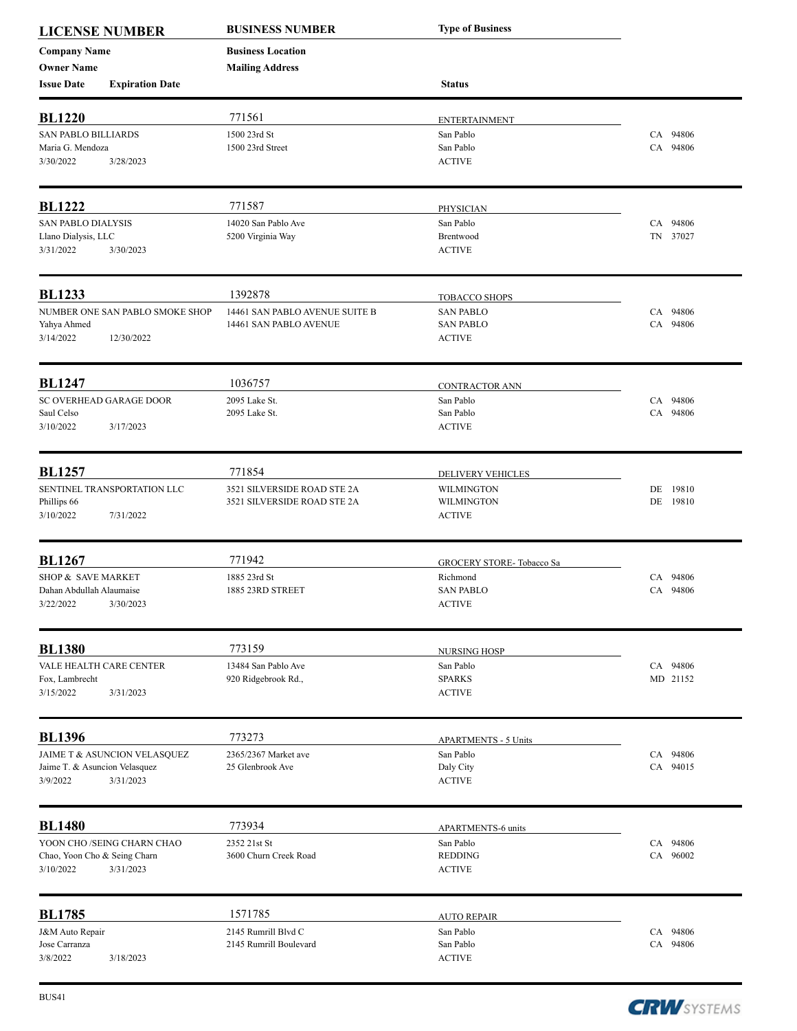| LICENSE NUMBER | BUSINESS NUMBER | Type of Business | |
|---|---|---|---|
| Company Name | Business Location | | |
| Owner Name | Mailing Address | | |
| Issue Date / Expiration Date | | Status | |
| **BL1220** | 771561 | ENTERTAINMENT | |
| SAN PABLO BILLIARDS | 1500 23rd St | San Pablo | CA 94806 |
| Maria G. Mendoza | 1500 23rd Street | San Pablo | CA 94806 |
| 3/30/2022 3/28/2023 | | ACTIVE | |
| **BL1222** | 771587 | PHYSICIAN | |
| SAN PABLO DIALYSIS | 14020 San Pablo Ave | San Pablo | CA 94806 |
| Llano Dialysis, LLC | 5200 Virginia Way | Brentwood | TN 37027 |
| 3/31/2022 3/30/2023 | | ACTIVE | |
| **BL1233** | 1392878 | TOBACCO SHOPS | |
| NUMBER ONE SAN PABLO SMOKE SHOP | 14461 SAN PABLO AVENUE SUITE B | SAN PABLO | CA 94806 |
| Yahya Ahmed | 14461 SAN PABLO AVENUE | SAN PABLO | CA 94806 |
| 3/14/2022 12/30/2022 | | ACTIVE | |
| **BL1247** | 1036757 | CONTRACTOR ANN | |
| SC OVERHEAD GARAGE DOOR | 2095 Lake St. | San Pablo | CA 94806 |
| Saul Celso | 2095 Lake St. | San Pablo | CA 94806 |
| 3/10/2022 3/17/2023 | | ACTIVE | |
| **BL1257** | 771854 | DELIVERY VEHICLES | |
| SENTINEL TRANSPORTATION LLC | 3521 SILVERSIDE ROAD STE 2A | WILMINGTON | DE 19810 |
| Phillips 66 | 3521 SILVERSIDE ROAD STE 2A | WILMINGTON | DE 19810 |
| 3/10/2022 7/31/2022 | | ACTIVE | |
| **BL1267** | 771942 | GROCERY STORE- Tobacco Sa | |
| SHOP & SAVE MARKET | 1885 23rd St | Richmond | CA 94806 |
| Dahan Abdullah Alaumaise | 1885 23RD STREET | SAN PABLO | CA 94806 |
| 3/22/2022 3/30/2023 | | ACTIVE | |
| **BL1380** | 773159 | NURSING HOSP | |
| VALE HEALTH CARE CENTER | 13484 San Pablo Ave | San Pablo | CA 94806 |
| Fox, Lambrecht | 920 Ridgebrook Rd., | SPARKS | MD 21152 |
| 3/15/2022 3/31/2023 | | ACTIVE | |
| **BL1396** | 773273 | APARTMENTS - 5 Units | |
| JAIME T & ASUNCION VELASQUEZ | 2365/2367 Market ave | San Pablo | CA 94806 |
| Jaime T. & Asuncion Velasquez | 25 Glenbrook Ave | Daly City | CA 94015 |
| 3/9/2022 3/31/2023 | | ACTIVE | |
| **BL1480** | 773934 | APARTMENTS-6 units | |
| YOON CHO /SEING CHARN CHAO | 2352 21st St | San Pablo | CA 94806 |
| Chao, Yoon Cho & Seing Charn | 3600 Churn Creek Road | REDDING | CA 96002 |
| 3/10/2022 3/31/2023 | | ACTIVE | |
| **BL1785** | 1571785 | AUTO REPAIR | |
| J&M Auto Repair | 2145 Rumrill Blvd C | San Pablo | CA 94806 |
| Jose Carranza | 2145 Rumrill Boulevard | San Pablo | CA 94806 |
| 3/8/2022 3/18/2023 | | ACTIVE | |

BUS41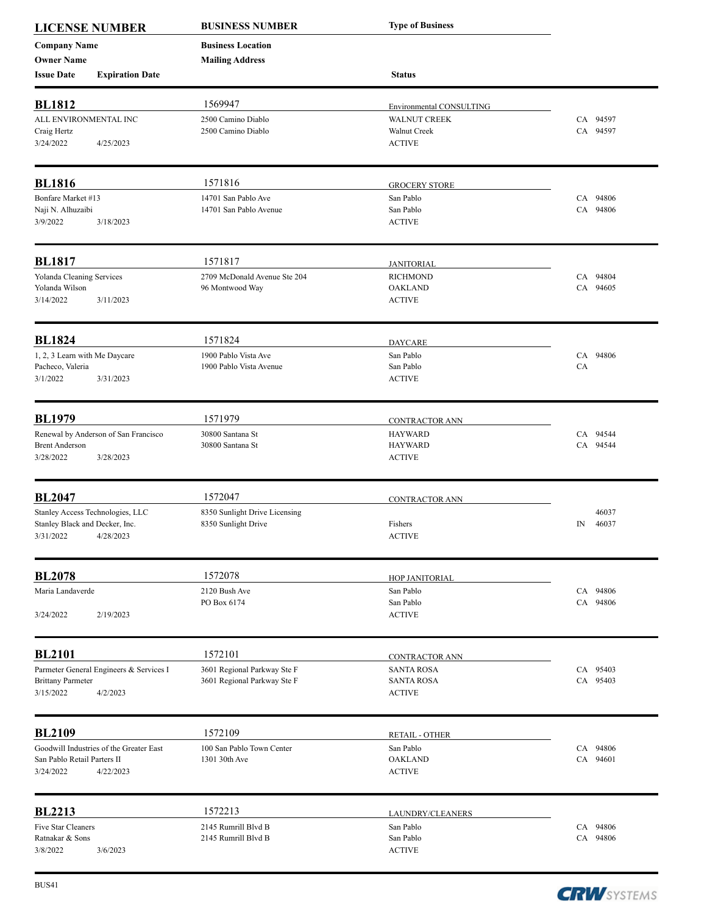| LICENSE NUMBER | BUSINESS NUMBER | Type of Business | |
|---|---|---|---|
| Company Name | Business Location | | |
| Owner Name | Mailing Address | | |
| Issue Date / Expiration Date | | Status | |
| **BL1812** | 1569947 | Environmental CONSULTING | |
| ALL ENVIRONMENTAL INC | 2500 Camino Diablo | WALNUT CREEK | CA 94597 |
| Craig Hertz | 2500 Camino Diablo | Walnut Creek | CA 94597 |
| 3/24/2022 4/25/2023 | | ACTIVE | |
| **BL1816** | 1571816 | GROCERY STORE | |
| Bonfare Market #13 | 14701 San Pablo Ave | San Pablo | CA 94806 |
| Naji N. Alhuzaibi | 14701 San Pablo Avenue | San Pablo | CA 94806 |
| 3/9/2022 3/18/2023 | | ACTIVE | |
| **BL1817** | 1571817 | JANITORIAL | |
| Yolanda Cleaning Services | 2709 McDonald Avenue Ste 204 | RICHMOND | CA 94804 |
| Yolanda Wilson | 96 Montwood Way | OAKLAND | CA 94605 |
| 3/14/2022 3/11/2023 | | ACTIVE | |
| **BL1824** | 1571824 | DAYCARE | |
| 1, 2, 3 Learn with Me Daycare | 1900 Pablo Vista Ave | San Pablo | CA 94806 |
| Pacheco, Valeria | 1900 Pablo Vista Avenue | San Pablo | CA |
| 3/1/2022 3/31/2023 | | ACTIVE | |
| **BL1979** | 1571979 | CONTRACTOR ANN | |
| Renewal by Anderson of San Francisco | 30800 Santana St | HAYWARD | CA 94544 |
| Brent Anderson | 30800 Santana St | HAYWARD | CA 94544 |
| 3/28/2022 3/28/2023 | | ACTIVE | |
| **BL2047** | 1572047 | CONTRACTOR ANN | |
| Stanley Access Technologies, LLC | 8350 Sunlight Drive Licensing | | 46037 |
| Stanley Black and Decker, Inc. | 8350 Sunlight Drive | Fishers | IN 46037 |
| 3/31/2022 4/28/2023 | | ACTIVE | |
| **BL2078** | 1572078 | HOP JANITORIAL | |
| Maria Landaverde | 2120 Bush Ave | San Pablo | CA 94806 |
| | PO Box 6174 | San Pablo | CA 94806 |
| 3/24/2022 2/19/2023 | | ACTIVE | |
| **BL2101** | 1572101 | CONTRACTOR ANN | |
| Parmeter General Engineers & Services I | 3601 Regional Parkway Ste F | SANTA ROSA | CA 95403 |
| Brittany Parmeter | 3601 Regional Parkway Ste F | SANTA ROSA | CA 95403 |
| 3/15/2022 4/2/2023 | | ACTIVE | |
| **BL2109** | 1572109 | RETAIL - OTHER | |
| Goodwill Industries of the Greater East | 100 San Pablo Town Center | San Pablo | CA 94806 |
| San Pablo Retail Parters II | 1301 30th Ave | OAKLAND | CA 94601 |
| 3/24/2022 4/22/2023 | | ACTIVE | |
| **BL2213** | 1572213 | LAUNDRY/CLEANERS | |
| Five Star Cleaners | 2145 Rumrill Blvd B | San Pablo | CA 94806 |
| Ratnakar & Sons | 2145 Rumrill Blvd B | San Pablo | CA 94806 |
| 3/8/2022 3/6/2023 | | ACTIVE | |

BUS41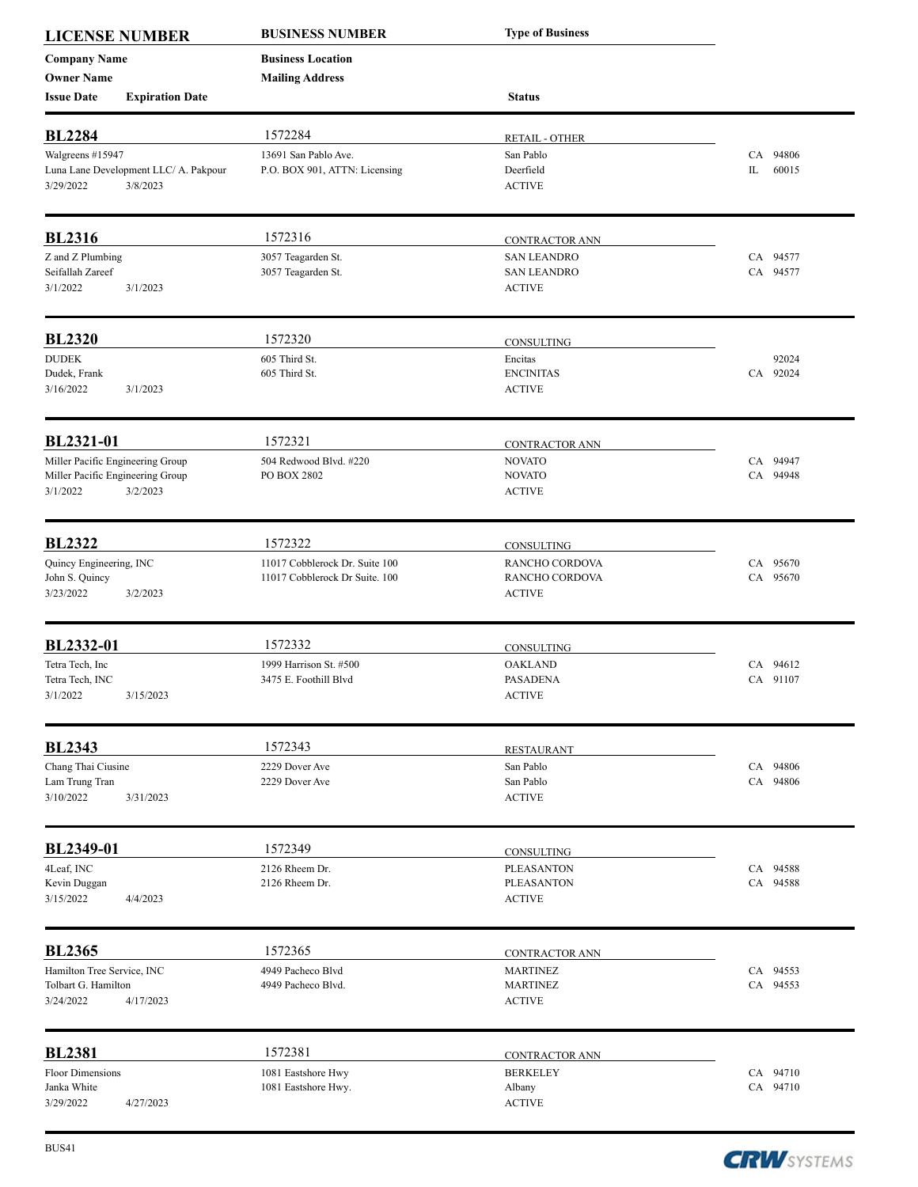| LICENSE NUMBER | BUSINESS NUMBER | Type of Business | |
|---|---|---|---|
| Company Name | Business Location | | |
| Owner Name | Mailing Address | | |
| Issue Date / Expiration Date | | Status | |
| **BL2284** | 1572284 | RETAIL - OTHER | |
| Walgreens #15947 | 13691 San Pablo Ave. | San Pablo | CA 94806 |
| Luna Lane Development LLC/ A. Pakpour | P.O. BOX 901, ATTN: Licensing | Deerfield | IL 60015 |
| 3/29/2022 3/8/2023 | | ACTIVE | |
| **BL2316** | 1572316 | CONTRACTOR ANN | |
| Z and Z Plumbing | 3057 Teagarden St. | SAN LEANDRO | CA 94577 |
| Seifallah Zareef | 3057 Teagarden St. | SAN LEANDRO | CA 94577 |
| 3/1/2022 3/1/2023 | | ACTIVE | |
| **BL2320** | 1572320 | CONSULTING | |
| DUDEK | 605 Third St. | Encitas | 92024 |
| Dudek, Frank | 605 Third St. | ENCINITAS | CA 92024 |
| 3/16/2022 3/1/2023 | | ACTIVE | |
| **BL2321-01** | 1572321 | CONTRACTOR ANN | |
| Miller Pacific Engineering Group | 504 Redwood Blvd. #220 | NOVATO | CA 94947 |
| Miller Pacific Engineering Group | PO BOX 2802 | NOVATO | CA 94948 |
| 3/1/2022 3/2/2023 | | ACTIVE | |
| **BL2322** | 1572322 | CONSULTING | |
| Quincy Engineering, INC | 11017 Cobblerock Dr. Suite 100 | RANCHO CORDOVA | CA 95670 |
| John S. Quincy | 11017 Cobblerock Dr Suite. 100 | RANCHO CORDOVA | CA 95670 |
| 3/23/2022 3/2/2023 | | ACTIVE | |
| **BL2332-01** | 1572332 | CONSULTING | |
| Tetra Tech, Inc | 1999 Harrison St. #500 | OAKLAND | CA 94612 |
| Tetra Tech, INC | 3475 E. Foothill Blvd | PASADENA | CA 91107 |
| 3/1/2022 3/15/2023 | | ACTIVE | |
| **BL2343** | 1572343 | RESTAURANT | |
| Chang Thai Ciusine | 2229 Dover Ave | San Pablo | CA 94806 |
| Lam Trung Tran | 2229 Dover Ave | San Pablo | CA 94806 |
| 3/10/2022 3/31/2023 | | ACTIVE | |
| **BL2349-01** | 1572349 | CONSULTING | |
| 4Leaf, INC | 2126 Rheem Dr. | PLEASANTON | CA 94588 |
| Kevin Duggan | 2126 Rheem Dr. | PLEASANTON | CA 94588 |
| 3/15/2022 4/4/2023 | | ACTIVE | |
| **BL2365** | 1572365 | CONTRACTOR ANN | |
| Hamilton Tree Service, INC | 4949 Pacheco Blvd | MARTINEZ | CA 94553 |
| Tolbart G. Hamilton | 4949 Pacheco Blvd. | MARTINEZ | CA 94553 |
| 3/24/2022 4/17/2023 | | ACTIVE | |
| **BL2381** | 1572381 | CONTRACTOR ANN | |
| Floor Dimensions | 1081 Eastshore Hwy | BERKELEY | CA 94710 |
| Janka White | 1081 Eastshore Hwy. | Albany | CA 94710 |
| 3/29/2022 4/27/2023 | | ACTIVE | |

BUS41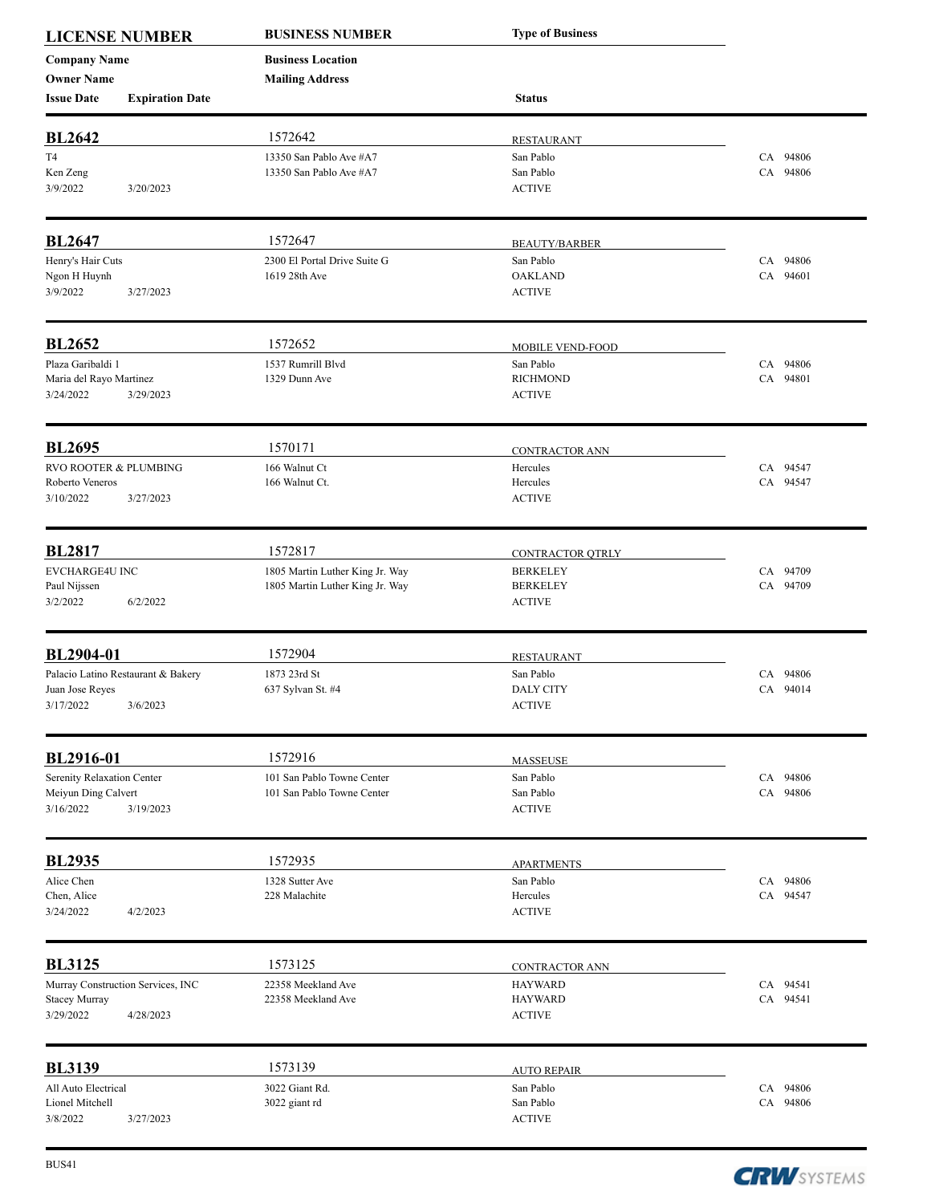| LICENSE NUMBER | BUSINESS NUMBER | Type of Business | |
|---|---|---|---|
| Company Name | Business Location | | |
| Owner Name | Mailing Address | | |
| Issue Date / Expiration Date | | Status | |

| **BL2642** | 1572642 | RESTAURANT | |
|---|---|---|---|
| T4 | 13350 San Pablo Ave #A7 | San Pablo | CA 94806 |
| Ken Zeng | 13350 San Pablo Ave #A7 | San Pablo | CA 94806 |
| 3/9/2022 3/20/2023 | | ACTIVE | |

| **BL2647** | 1572647 | BEAUTY/BARBER | |
|---|---|---|---|
| Henry's Hair Cuts | 2300 El Portal Drive Suite G | San Pablo | CA 94806 |
| Ngon H Huynh | 1619 28th Ave | OAKLAND | CA 94601 |
| 3/9/2022 3/27/2023 | | ACTIVE | |

| **BL2652** | 1572652 | MOBILE VEND-FOOD | |
|---|---|---|---|
| Plaza Garibaldi 1 | 1537 Rumrill Blvd | San Pablo | CA 94806 |
| Maria del Rayo Martinez | 1329 Dunn Ave | RICHMOND | CA 94801 |
| 3/24/2022 3/29/2023 | | ACTIVE | |

| **BL2695** | 1570171 | CONTRACTOR ANN | |
|---|---|---|---|
| RVO ROOTER & PLUMBING | 166 Walnut Ct | Hercules | CA 94547 |
| Roberto Veneros | 166 Walnut Ct. | Hercules | CA 94547 |
| 3/10/2022 3/27/2023 | | ACTIVE | |

| **BL2817** | 1572817 | CONTRACTOR QTRLY | |
|---|---|---|---|
| EVCHARGE4U INC | 1805 Martin Luther King Jr. Way | BERKELEY | CA 94709 |
| Paul Nijssen | 1805 Martin Luther King Jr. Way | BERKELEY | CA 94709 |
| 3/2/2022 6/2/2022 | | ACTIVE | |

| **BL2904-01** | 1572904 | RESTAURANT | |
|---|---|---|---|
| Palacio Latino Restaurant & Bakery | 1873 23rd St | San Pablo | CA 94806 |
| Juan Jose Reyes | 637 Sylvan St. #4 | DALY CITY | CA 94014 |
| 3/17/2022 3/6/2023 | | ACTIVE | |

| **BL2916-01** | 1572916 | MASSEUSE | |
|---|---|---|---|
| Serenity Relaxation Center | 101 San Pablo Towne Center | San Pablo | CA 94806 |
| Meiyun Ding Calvert | 101 San Pablo Towne Center | San Pablo | CA 94806 |
| 3/16/2022 3/19/2023 | | ACTIVE | |

| **BL2935** | 1572935 | APARTMENTS | |
|---|---|---|---|
| Alice Chen | 1328 Sutter Ave | San Pablo | CA 94806 |
| Chen, Alice | 228 Malachite | Hercules | CA 94547 |
| 3/24/2022 4/2/2023 | | ACTIVE | |

| **BL3125** | 1573125 | CONTRACTOR ANN | |
|---|---|---|---|
| Murray Construction Services, INC | 22358 Meekland Ave | HAYWARD | CA 94541 |
| Stacey Murray | 22358 Meekland Ave | HAYWARD | CA 94541 |
| 3/29/2022 4/28/2023 | | ACTIVE | |

| **BL3139** | 1573139 | AUTO REPAIR | |
|---|---|---|---|
| All Auto Electrical | 3022 Giant Rd. | San Pablo | CA 94806 |
| Lionel Mitchell | 3022 giant rd | San Pablo | CA 94806 |
| 3/8/2022 3/27/2023 | | ACTIVE | |

BUS41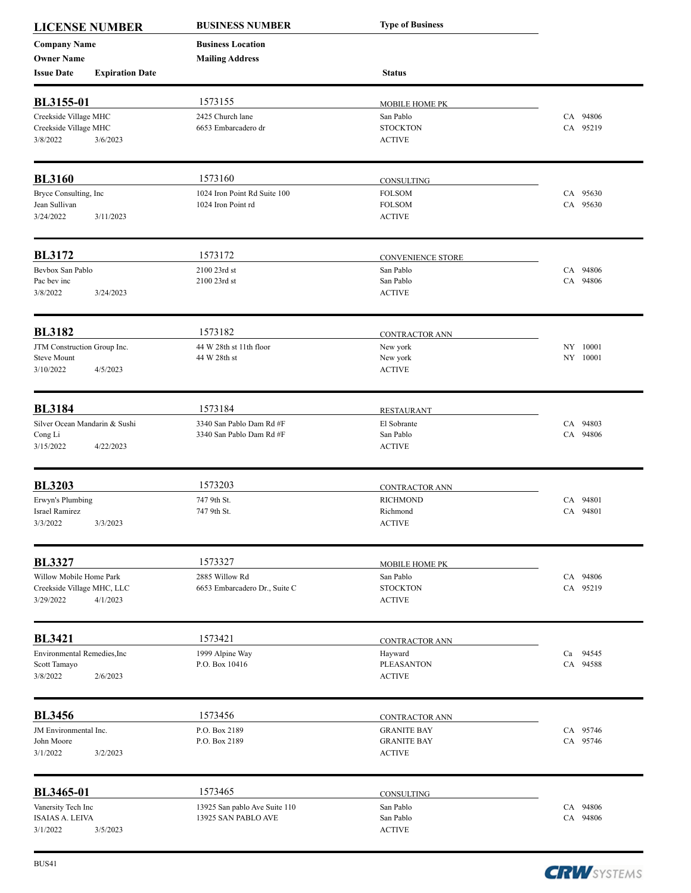| LICENSE NUMBER | BUSINESS NUMBER | Type of Business | |
|---|---|---|---|
| Company Name | Business Location | | |
| Owner Name | Mailing Address | | |
| Issue Date / Expiration Date | | Status | |
| **BL3155-01** | 1573155 | MOBILE HOME PK | |
| Creekside Village MHC | 2425 Church lane | San Pablo | CA 94806 |
| Creekside Village MHC | 6653 Embarcadero dr | STOCKTON | CA 95219 |
| 3/8/2022 3/6/2023 | | ACTIVE | |
| **BL3160** | 1573160 | CONSULTING | |
| Bryce Consulting, Inc | 1024 Iron Point Rd Suite 100 | FOLSOM | CA 95630 |
| Jean Sullivan | 1024 Iron Point rd | FOLSOM | CA 95630 |
| 3/24/2022 3/11/2023 | | ACTIVE | |
| **BL3172** | 1573172 | CONVENIENCE STORE | |
| Bevbox San Pablo | 2100 23rd st | San Pablo | CA 94806 |
| Pac bev inc | 2100 23rd st | San Pablo | CA 94806 |
| 3/8/2022 3/24/2023 | | ACTIVE | |
| **BL3182** | 1573182 | CONTRACTOR ANN | |
| JTM Construction Group Inc. | 44 W 28th st 11th floor | New york | NY 10001 |
| Steve Mount | 44 W 28th st | New york | NY 10001 |
| 3/10/2022 4/5/2023 | | ACTIVE | |
| **BL3184** | 1573184 | RESTAURANT | |
| Silver Ocean Mandarin & Sushi | 3340 San Pablo Dam Rd #F | El Sobrante | CA 94803 |
| Cong Li | 3340 San Pablo Dam Rd #F | San Pablo | CA 94806 |
| 3/15/2022 4/22/2023 | | ACTIVE | |
| **BL3203** | 1573203 | CONTRACTOR ANN | |
| Erwyn's Plumbing | 747 9th St. | RICHMOND | CA 94801 |
| Israel Ramirez | 747 9th St. | Richmond | CA 94801 |
| 3/3/2022 3/3/2023 | | ACTIVE | |
| **BL3327** | 1573327 | MOBILE HOME PK | |
| Willow Mobile Home Park | 2885 Willow Rd | San Pablo | CA 94806 |
| Creekside Village MHC, LLC | 6653 Embarcadero Dr., Suite C | STOCKTON | CA 95219 |
| 3/29/2022 4/1/2023 | | ACTIVE | |
| **BL3421** | 1573421 | CONTRACTOR ANN | |
| Environmental Remedies,Inc | 1999 Alpine Way | Hayward | Ca 94545 |
| Scott Tamayo | P.O. Box 10416 | PLEASANTON | CA 94588 |
| 3/8/2022 2/6/2023 | | ACTIVE | |
| **BL3456** | 1573456 | CONTRACTOR ANN | |
| JM Environmental Inc. | P.O. Box 2189 | GRANITE BAY | CA 95746 |
| John Moore | P.O. Box 2189 | GRANITE BAY | CA 95746 |
| 3/1/2022 3/2/2023 | | ACTIVE | |
| **BL3465-01** | 1573465 | CONSULTING | |
| Vanersity Tech Inc | 13925 San pablo Ave Suite 110 | San Pablo | CA 94806 |
| ISAIAS A. LEIVA | 13925 SAN PABLO AVE | San Pablo | CA 94806 |
| 3/1/2022 3/5/2023 | | ACTIVE | |

BUS41

CRW SYSTEMS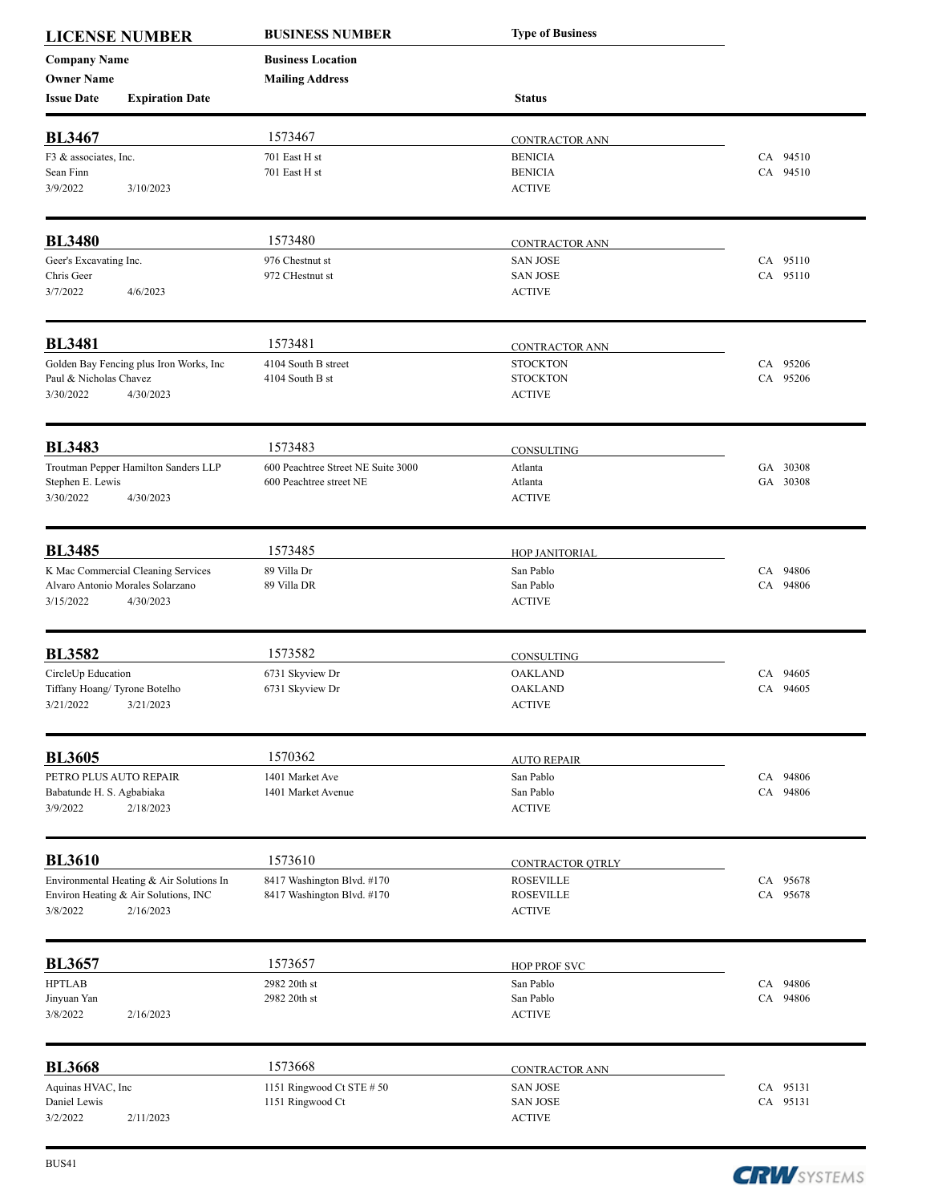| LICENSE NUMBER | BUSINESS NUMBER | Type of Business | |
|---|---|---|---|
| Company Name | Business Location | | |
| Owner Name | Mailing Address | | |
| Issue Date / Expiration Date | | Status | |

| **BL3467** | 1573467 | CONTRACTOR ANN | |
|---|---|---|---|
| F3 & associates, Inc. | 701 East H st | BENICIA | CA 94510 |
| Sean Finn | 701 East H st | BENICIA | CA 94510 |
| 3/9/2022 3/10/2023 | | ACTIVE | |

| **BL3480** | 1573480 | CONTRACTOR ANN | |
|---|---|---|---|
| Geer's Excavating Inc. | 976 Chestnut st | SAN JOSE | CA 95110 |
| Chris Geer | 972 CHestnut st | SAN JOSE | CA 95110 |
| 3/7/2022 4/6/2023 | | ACTIVE | |

| **BL3481** | 1573481 | CONTRACTOR ANN | |
|---|---|---|---|
| Golden Bay Fencing plus Iron Works, Inc | 4104 South B street | STOCKTON | CA 95206 |
| Paul & Nicholas Chavez | 4104 South B st | STOCKTON | CA 95206 |
| 3/30/2022 4/30/2023 | | ACTIVE | |

| **BL3483** | 1573483 | CONSULTING | |
|---|---|---|---|
| Troutman Pepper Hamilton Sanders LLP | 600 Peachtree Street NE Suite 3000 | Atlanta | GA 30308 |
| Stephen E. Lewis | 600 Peachtree street NE | Atlanta | GA 30308 |
| 3/30/2022 4/30/2023 | | ACTIVE | |

| **BL3485** | 1573485 | HOP JANITORIAL | |
|---|---|---|---|
| K Mac Commercial Cleaning Services | 89 Villa Dr | San Pablo | CA 94806 |
| Alvaro Antonio Morales Solarzano | 89 Villa DR | San Pablo | CA 94806 |
| 3/15/2022 4/30/2023 | | ACTIVE | |

| **BL3582** | 1573582 | CONSULTING | |
|---|---|---|---|
| CircleUp Education | 6731 Skyview Dr | OAKLAND | CA 94605 |
| Tiffany Hoang/ Tyrone Botelho | 6731 Skyview Dr | OAKLAND | CA 94605 |
| 3/21/2022 3/21/2023 | | ACTIVE | |

| **BL3605** | 1570362 | AUTO REPAIR | |
|---|---|---|---|
| PETRO PLUS AUTO REPAIR | 1401 Market Ave | San Pablo | CA 94806 |
| Babatunde H. S. Agbabiaka | 1401 Market Avenue | San Pablo | CA 94806 |
| 3/9/2022 2/18/2023 | | ACTIVE | |

| **BL3610** | 1573610 | CONTRACTOR QTRLY | |
|---|---|---|---|
| Environmental Heating & Air Solutions In | 8417 Washington Blvd. #170 | ROSEVILLE | CA 95678 |
| Environ Heating & Air Solutions, INC | 8417 Washington Blvd. #170 | ROSEVILLE | CA 95678 |
| 3/8/2022 2/16/2023 | | ACTIVE | |

| **BL3657** | 1573657 | HOP PROF SVC | |
|---|---|---|---|
| HPTLAB | 2982 20th st | San Pablo | CA 94806 |
| Jinyuan Yan | 2982 20th st | San Pablo | CA 94806 |
| 3/8/2022 2/16/2023 | | ACTIVE | |

| **BL3668** | 1573668 | CONTRACTOR ANN | |
|---|---|---|---|
| Aquinas HVAC, Inc | 1151 Ringwood Ct STE # 50 | SAN JOSE | CA 95131 |
| Daniel Lewis | 1151 Ringwood Ct | SAN JOSE | CA 95131 |
| 3/2/2022 2/11/2023 | | ACTIVE | |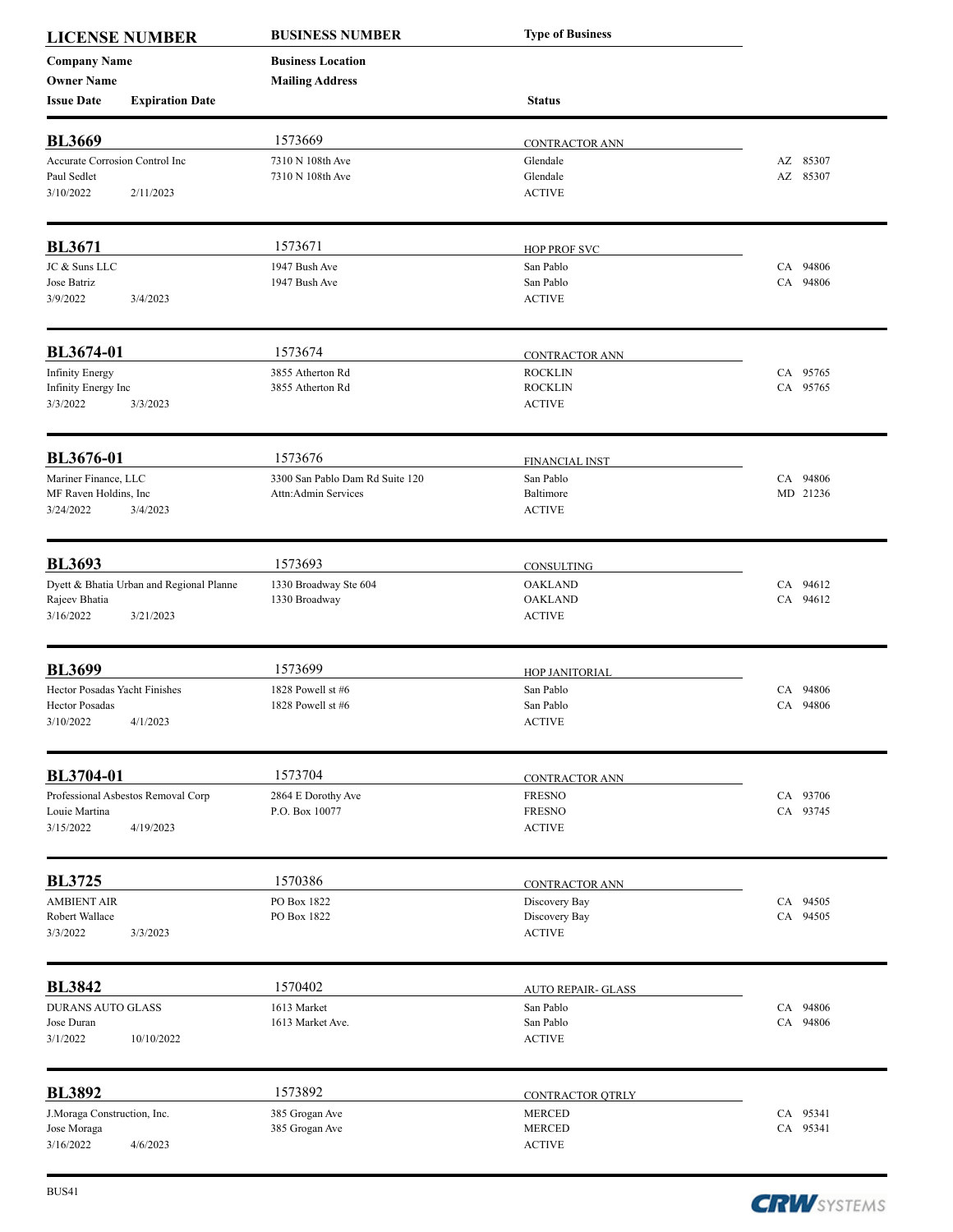| LICENSE NUMBER | BUSINESS NUMBER | Type of Business | |
|---|---|---|---|
| Company Name | Business Location | | |
| Owner Name | Mailing Address | | |
| Issue Date / Expiration Date | | Status | |

| | | | |
|---|---|---|---|
| **BL3669** | 1573669 | CONTRACTOR ANN | |
| Accurate Corrosion Control Inc | 7310 N 108th Ave | Glendale | AZ 85307 |
| Paul Sedlet | 7310 N 108th Ave | Glendale | AZ 85307 |
| 3/10/2022 2/11/2023 | | ACTIVE | |
| **BL3671** | 1573671 | HOP PROF SVC | |
| JC & Suns LLC | 1947 Bush Ave | San Pablo | CA 94806 |
| Jose Batriz | 1947 Bush Ave | San Pablo | CA 94806 |
| 3/9/2022 3/4/2023 | | ACTIVE | |
| **BL3674-01** | 1573674 | CONTRACTOR ANN | |
| Infinity Energy | 3855 Atherton Rd | ROCKLIN | CA 95765 |
| Infinity Energy Inc | 3855 Atherton Rd | ROCKLIN | CA 95765 |
| 3/3/2022 3/3/2023 | | ACTIVE | |
| **BL3676-01** | 1573676 | FINANCIAL INST | |
| Mariner Finance, LLC | 3300 San Pablo Dam Rd Suite 120 | San Pablo | CA 94806 |
| MF Raven Holdins, Inc | Attn:Admin Services | Baltimore | MD 21236 |
| 3/24/2022 3/4/2023 | | ACTIVE | |
| **BL3693** | 1573693 | CONSULTING | |
| Dyett & Bhatia Urban and Regional Planne | 1330 Broadway Ste 604 | OAKLAND | CA 94612 |
| Rajeev Bhatia | 1330 Broadway | OAKLAND | CA 94612 |
| 3/16/2022 3/21/2023 | | ACTIVE | |
| **BL3699** | 1573699 | HOP JANITORIAL | |
| Hector Posadas Yacht Finishes | 1828 Powell st #6 | San Pablo | CA 94806 |
| Hector Posadas | 1828 Powell st #6 | San Pablo | CA 94806 |
| 3/10/2022 4/1/2023 | | ACTIVE | |
| **BL3704-01** | 1573704 | CONTRACTOR ANN | |
| Professional Asbestos Removal Corp | 2864 E Dorothy Ave | FRESNO | CA 93706 |
| Louie Martina | P.O. Box 10077 | FRESNO | CA 93745 |
| 3/15/2022 4/19/2023 | | ACTIVE | |
| **BL3725** | 1570386 | CONTRACTOR ANN | |
| AMBIENT AIR | PO Box 1822 | Discovery Bay | CA 94505 |
| Robert Wallace | PO Box 1822 | Discovery Bay | CA 94505 |
| 3/3/2022 3/3/2023 | | ACTIVE | |
| **BL3842** | 1570402 | AUTO REPAIR- GLASS | |
| DURANS AUTO GLASS | 1613 Market | San Pablo | CA 94806 |
| Jose Duran | 1613 Market Ave. | San Pablo | CA 94806 |
| 3/1/2022 10/10/2022 | | ACTIVE | |
| **BL3892** | 1573892 | CONTRACTOR QTRLY | |
| J.Moraga Construction, Inc. | 385 Grogan Ave | MERCED | CA 95341 |
| Jose Moraga | 385 Grogan Ave | MERCED | CA 95341 |
| 3/16/2022 4/6/2023 | | ACTIVE | |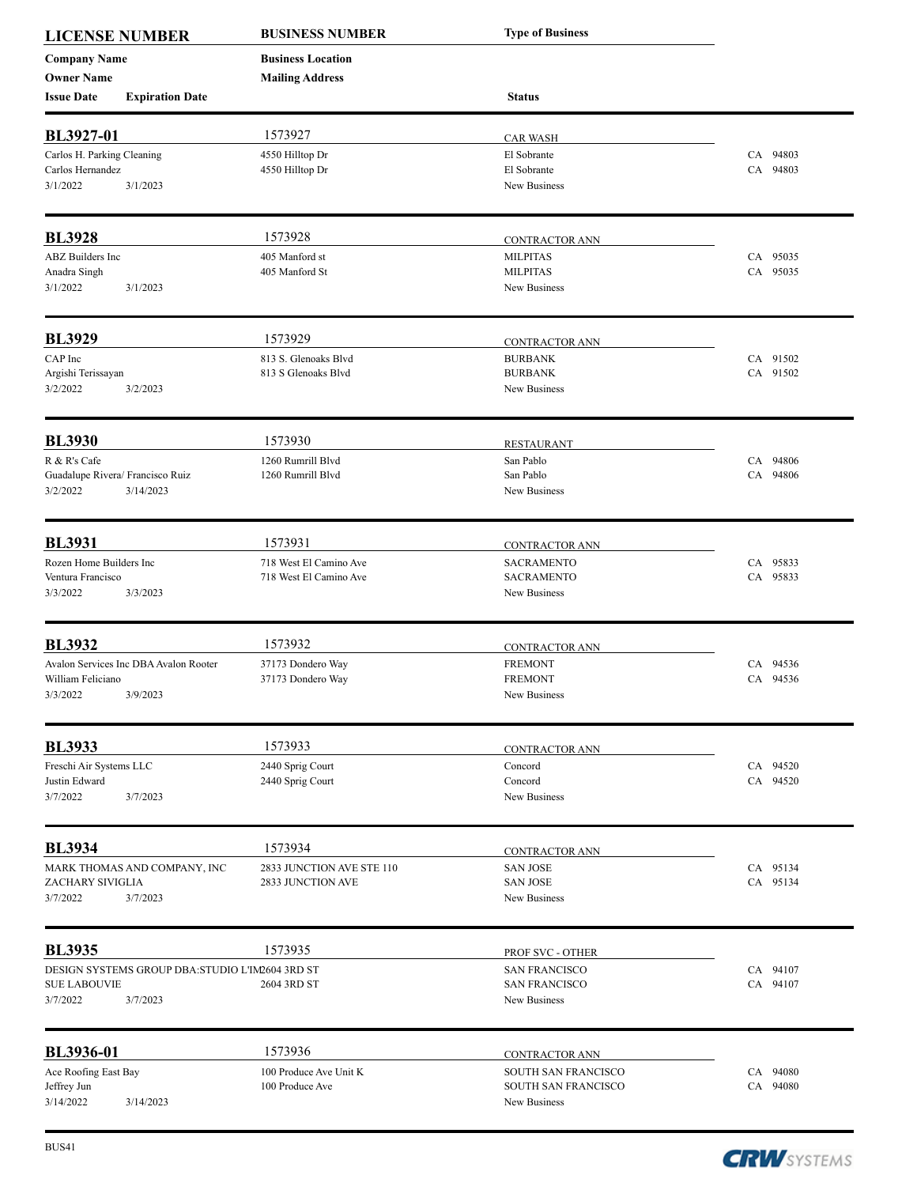| LICENSE NUMBER | BUSINESS NUMBER | Type of Business | |
|---|---|---|---|
| Company Name | Business Location | | |
| Owner Name | Mailing Address | | |
| Issue Date / Expiration Date | | Status | |

| | | | |
|---|---|---|---|
| **BL3927-01** | 1573927 | CAR WASH | |
| Carlos H. Parking Cleaning | 4550 Hilltop Dr | El Sobrante | CA 94803 |
| Carlos Hernandez | 4550 Hilltop Dr | El Sobrante | CA 94803 |
| 3/1/2022 3/1/2023 | | New Business | |
| **BL3928** | 1573928 | CONTRACTOR ANN | |
| ABZ Builders Inc | 405 Manford st | MILPITAS | CA 95035 |
| Anadra Singh | 405 Manford St | MILPITAS | CA 95035 |
| 3/1/2022 3/1/2023 | | New Business | |
| **BL3929** | 1573929 | CONTRACTOR ANN | |
| CAP Inc | 813 S. Glenoaks Blvd | BURBANK | CA 91502 |
| Argishi Terissayan | 813 S Glenoaks Blvd | BURBANK | CA 91502 |
| 3/2/2022 3/2/2023 | | New Business | |
| **BL3930** | 1573930 | RESTAURANT | |
| R & R's Cafe | 1260 Rumrill Blvd | San Pablo | CA 94806 |
| Guadalupe Rivera/ Francisco Ruiz | 1260 Rumrill Blvd | San Pablo | CA 94806 |
| 3/2/2022 3/14/2023 | | New Business | |
| **BL3931** | 1573931 | CONTRACTOR ANN | |
| Rozen Home Builders Inc | 718 West El Camino Ave | SACRAMENTO | CA 95833 |
| Ventura Francisco | 718 West El Camino Ave | SACRAMENTO | CA 95833 |
| 3/3/2022 3/3/2023 | | New Business | |
| **BL3932** | 1573932 | CONTRACTOR ANN | |
| Avalon Services Inc DBA Avalon Rooter | 37173 Dondero Way | FREMONT | CA 94536 |
| William Feliciano | 37173 Dondero Way | FREMONT | CA 94536 |
| 3/3/2022 3/9/2023 | | New Business | |
| **BL3933** | 1573933 | CONTRACTOR ANN | |
| Freschi Air Systems LLC | 2440 Sprig Court | Concord | CA 94520 |
| Justin Edward | 2440 Sprig Court | Concord | CA 94520 |
| 3/7/2022 3/7/2023 | | New Business | |
| **BL3934** | 1573934 | CONTRACTOR ANN | |
| MARK THOMAS AND COMPANY, INC | 2833 JUNCTION AVE STE 110 | SAN JOSE | CA 95134 |
| ZACHARY SIVIGLIA | 2833 JUNCTION AVE | SAN JOSE | CA 95134 |
| 3/7/2022 3/7/2023 | | New Business | |
| **BL3935** | 1573935 | PROF SVC - OTHER | |
| DESIGN SYSTEMS GROUP DBA:STUDIO L'IM | 2604 3RD ST | SAN FRANCISCO | CA 94107 |
| SUE LABOUVIE | 2604 3RD ST | SAN FRANCISCO | CA 94107 |
| 3/7/2022 3/7/2023 | | New Business | |
| **BL3936-01** | 1573936 | CONTRACTOR ANN | |
| Ace Roofing East Bay | 100 Produce Ave Unit K | SOUTH SAN FRANCISCO | CA 94080 |
| Jeffrey Jun | 100 Produce Ave | SOUTH SAN FRANCISCO | CA 94080 |
| 3/14/2022 3/14/2023 | | New Business | |

BUS41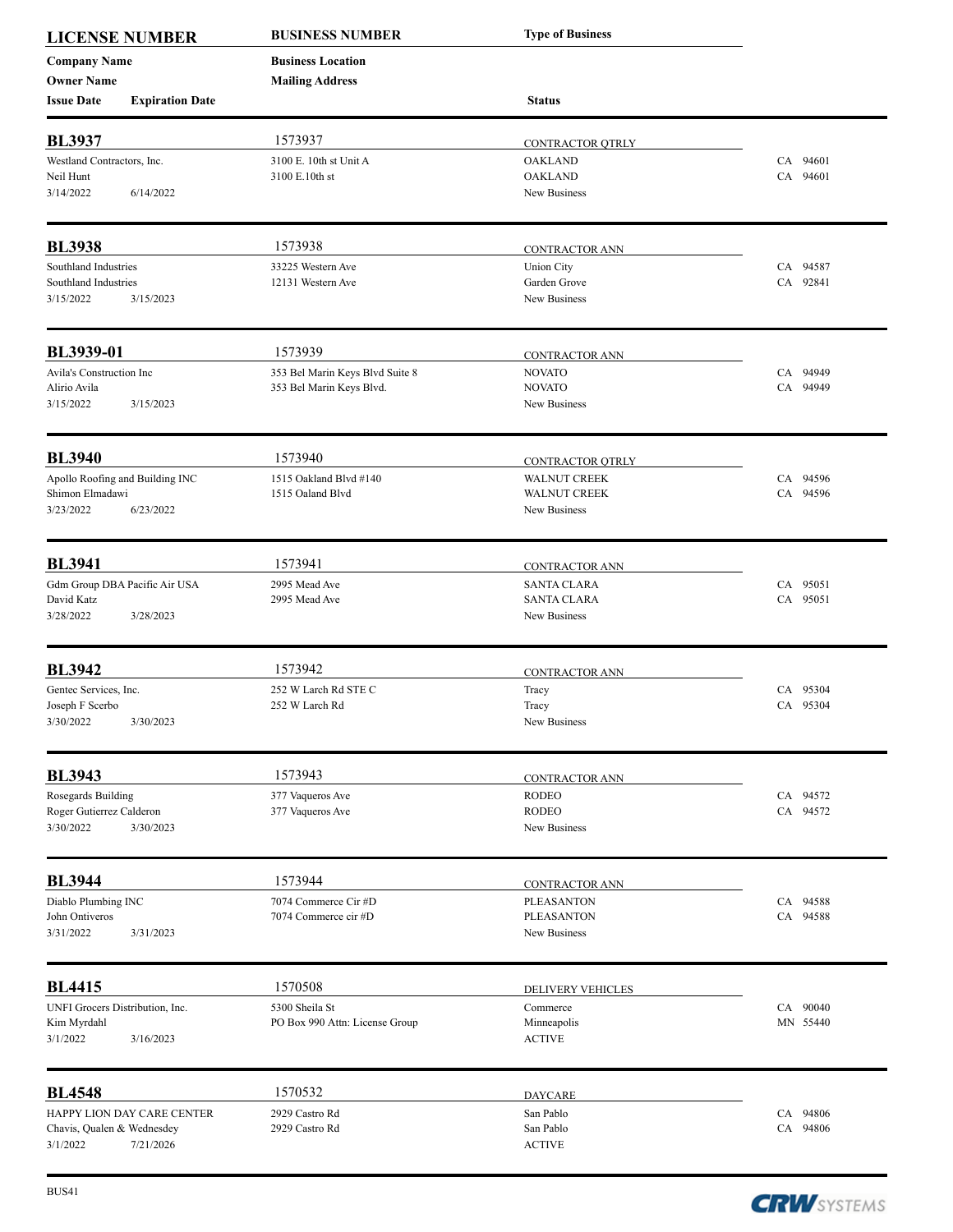| LICENSE NUMBER | BUSINESS NUMBER | Type of Business | |
|---|---|---|---|
| Company Name | Business Location | | |
| Owner Name | Mailing Address | | |
| Issue Date / Expiration Date | | Status | |
| **BL3937** | 1573937 | CONTRACTOR QTRLY | |
| Westland Contractors, Inc. | 3100 E. 10th st Unit A | OAKLAND | CA 94601 |
| Neil Hunt | 3100 E.10th st | OAKLAND | CA 94601 |
| 3/14/2022 6/14/2022 | | New Business | |
| **BL3938** | 1573938 | CONTRACTOR ANN | |
| Southland Industries | 33225 Western Ave | Union City | CA 94587 |
| Southland Industries | 12131 Western Ave | Garden Grove | CA 92841 |
| 3/15/2022 3/15/2023 | | New Business | |
| **BL3939-01** | 1573939 | CONTRACTOR ANN | |
| Avila's Construction Inc | 353 Bel Marin Keys Blvd Suite 8 | NOVATO | CA 94949 |
| Alirio Avila | 353 Bel Marin Keys Blvd. | NOVATO | CA 94949 |
| 3/15/2022 3/15/2023 | | New Business | |
| **BL3940** | 1573940 | CONTRACTOR QTRLY | |
| Apollo Roofing and Building INC | 1515 Oakland Blvd #140 | WALNUT CREEK | CA 94596 |
| Shimon Elmadawi | 1515 Oaland Blvd | WALNUT CREEK | CA 94596 |
| 3/23/2022 6/23/2022 | | New Business | |
| **BL3941** | 1573941 | CONTRACTOR ANN | |
| Gdm Group DBA Pacific Air USA | 2995 Mead Ave | SANTA CLARA | CA 95051 |
| David Katz | 2995 Mead Ave | SANTA CLARA | CA 95051 |
| 3/28/2022 3/28/2023 | | New Business | |
| **BL3942** | 1573942 | CONTRACTOR ANN | |
| Gentec Services, Inc. | 252 W Larch Rd STE C | Tracy | CA 95304 |
| Joseph F Scerbo | 252 W Larch Rd | Tracy | CA 95304 |
| 3/30/2022 3/30/2023 | | New Business | |
| **BL3943** | 1573943 | CONTRACTOR ANN | |
| Rosegards Building | 377 Vaqueros Ave | RODEO | CA 94572 |
| Roger Gutierrez Calderon | 377 Vaqueros Ave | RODEO | CA 94572 |
| 3/30/2022 3/30/2023 | | New Business | |
| **BL3944** | 1573944 | CONTRACTOR ANN | |
| Diablo Plumbing INC | 7074 Commerce Cir #D | PLEASANTON | CA 94588 |
| John Ontiveros | 7074 Commerce cir #D | PLEASANTON | CA 94588 |
| 3/31/2022 3/31/2023 | | New Business | |
| **BL4415** | 1570508 | DELIVERY VEHICLES | |
| UNFI Grocers Distribution, Inc. | 5300 Sheila St | Commerce | CA 90040 |
| Kim Myrdahl | PO Box 990 Attn: License Group | Minneapolis | MN 55440 |
| 3/1/2022 3/16/2023 | | ACTIVE | |
| **BL4548** | 1570532 | DAYCARE | |
| HAPPY LION DAY CARE CENTER | 2929 Castro Rd | San Pablo | CA 94806 |
| Chavis, Qualen & Wednesdey | 2929 Castro Rd | San Pablo | CA 94806 |
| 3/1/2022 7/21/2026 | | ACTIVE | |

BUS41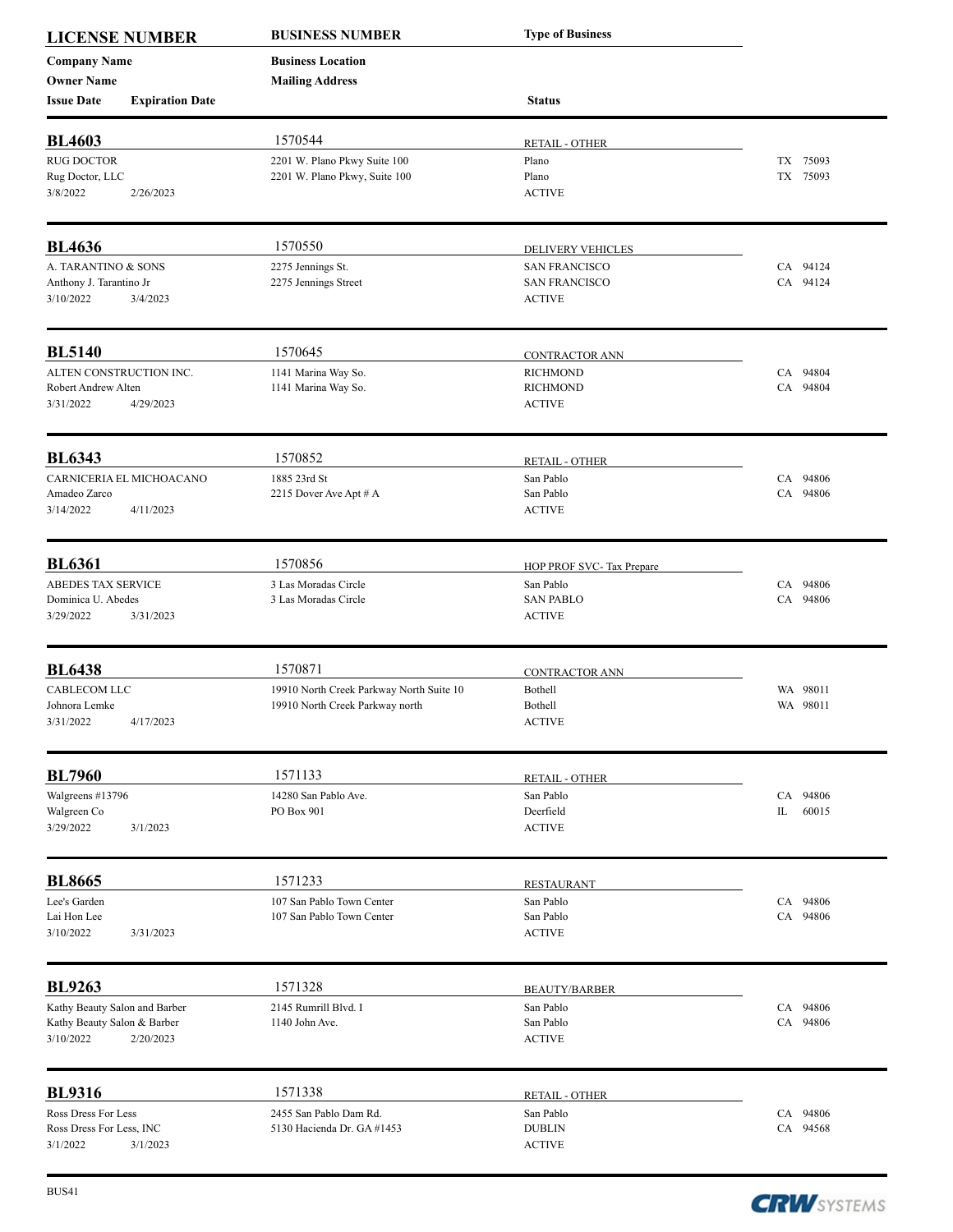| LICENSE NUMBER | BUSINESS NUMBER | Type of Business | |
|---|---|---|---|
| Company Name | Business Location | | |
| Owner Name | Mailing Address | | |
| Issue Date / Expiration Date | | Status | |

| **BL4603** | 1570544 | RETAIL - OTHER | |
|---|---|---|---|
| RUG DOCTOR | 2201 W. Plano Pkwy Suite 100 | Plano | TX 75093 |
| Rug Doctor, LLC | 2201 W. Plano Pkwy, Suite 100 | Plano | TX 75093 |
| 3/8/2022 2/26/2023 | | ACTIVE | |

| **BL4636** | 1570550 | DELIVERY VEHICLES | |
|---|---|---|---|
| A. TARANTINO & SONS | 2275 Jennings St. | SAN FRANCISCO | CA 94124 |
| Anthony J. Tarantino Jr | 2275 Jennings Street | SAN FRANCISCO | CA 94124 |
| 3/10/2022 3/4/2023 | | ACTIVE | |

| **BL5140** | 1570645 | CONTRACTOR ANN | |
|---|---|---|---|
| ALTEN CONSTRUCTION INC. | 1141 Marina Way So. | RICHMOND | CA 94804 |
| Robert Andrew Alten | 1141 Marina Way So. | RICHMOND | CA 94804 |
| 3/31/2022 4/29/2023 | | ACTIVE | |

| **BL6343** | 1570852 | RETAIL - OTHER | |
|---|---|---|---|
| CARNICERIA EL MICHOACANO | 1885 23rd St | San Pablo | CA 94806 |
| Amadeo Zarco | 2215 Dover Ave Apt # A | San Pablo | CA 94806 |
| 3/14/2022 4/11/2023 | | ACTIVE | |

| **BL6361** | 1570856 | HOP PROF SVC- Tax Prepare | |
|---|---|---|---|
| ABEDES TAX SERVICE | 3 Las Moradas Circle | San Pablo | CA 94806 |
| Dominica U. Abedes | 3 Las Moradas Circle | SAN PABLO | CA 94806 |
| 3/29/2022 3/31/2023 | | ACTIVE | |

| **BL6438** | 1570871 | CONTRACTOR ANN | |
|---|---|---|---|
| CABLECOM LLC | 19910 North Creek Parkway North Suite 10 | Bothell | WA 98011 |
| Johnora Lemke | 19910 North Creek Parkway north | Bothell | WA 98011 |
| 3/31/2022 4/17/2023 | | ACTIVE | |

| **BL7960** | 1571133 | RETAIL - OTHER | |
|---|---|---|---|
| Walgreens #13796 | 14280 San Pablo Ave. | San Pablo | CA 94806 |
| Walgreen Co | PO Box 901 | Deerfield | IL 60015 |
| 3/29/2022 3/1/2023 | | ACTIVE | |

| **BL8665** | 1571233 | RESTAURANT | |
|---|---|---|---|
| Lee's Garden | 107 San Pablo Town Center | San Pablo | CA 94806 |
| Lai Hon Lee | 107 San Pablo Town Center | San Pablo | CA 94806 |
| 3/10/2022 3/31/2023 | | ACTIVE | |

| **BL9263** | 1571328 | BEAUTY/BARBER | |
|---|---|---|---|
| Kathy Beauty Salon and Barber | 2145 Rumrill Blvd. I | San Pablo | CA 94806 |
| Kathy Beauty Salon & Barber | 1140 John Ave. | San Pablo | CA 94806 |
| 3/10/2022 2/20/2023 | | ACTIVE | |

| **BL9316** | 1571338 | RETAIL - OTHER | |
|---|---|---|---|
| Ross Dress For Less | 2455 San Pablo Dam Rd. | San Pablo | CA 94806 |
| Ross Dress For Less, INC | 5130 Hacienda Dr. GA #1453 | DUBLIN | CA 94568 |
| 3/1/2022 3/1/2023 | | ACTIVE | |

BUS41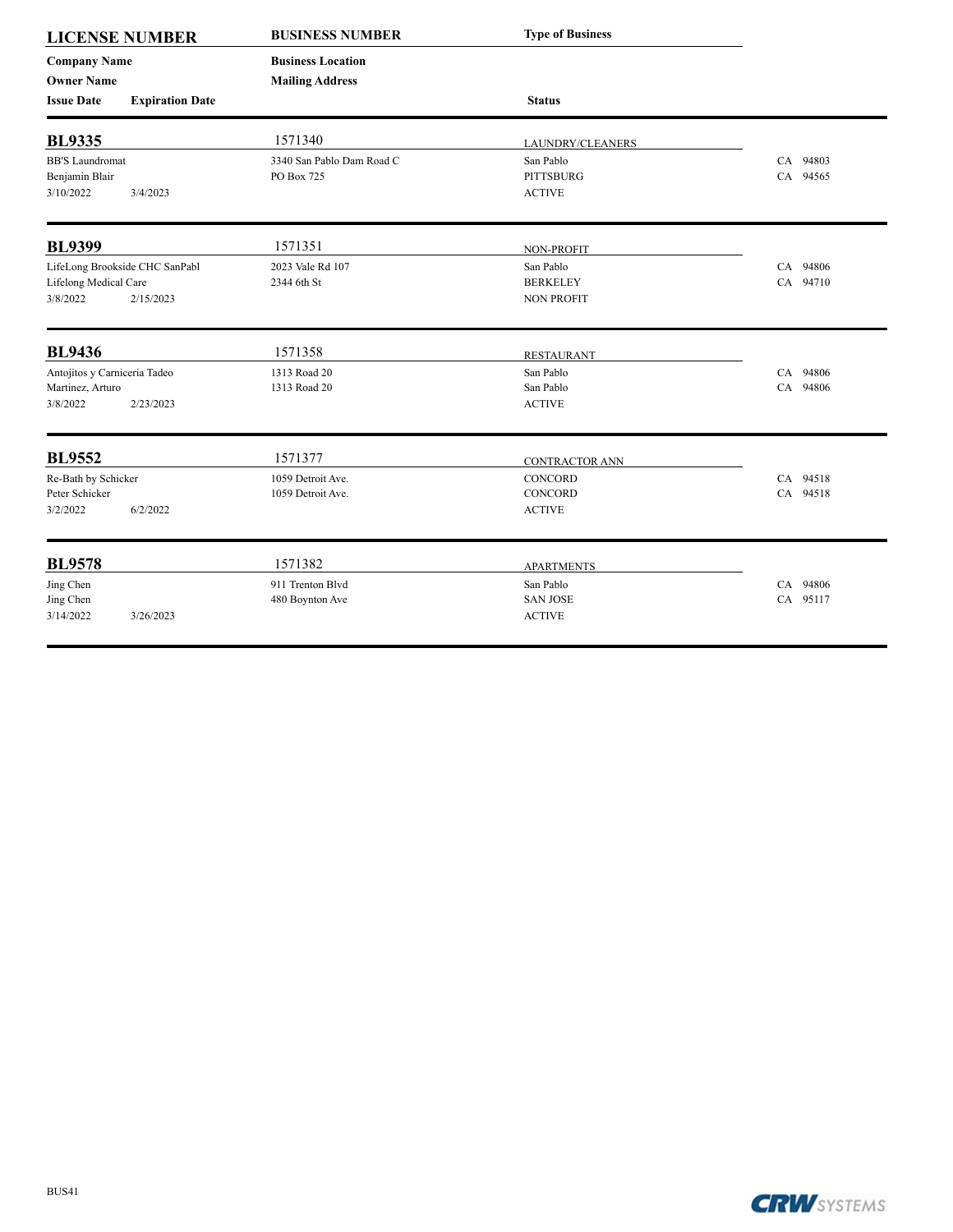| LICENSE NUMBER | BUSINESS NUMBER | Type of Business | |
|---|---|---|---|
| Company Name | Business Location | | |
| Owner Name | Mailing Address | | |
| Issue Date / Expiration Date | | Status | |
| **BL9335** | 1571340 | LAUNDRY/CLEANERS | |
| BB'S Laundromat | 3340 San Pablo Dam Road C | San Pablo | CA 94803 |
| Benjamin Blair | PO Box 725 | PITTSBURG | CA 94565 |
| 3/10/2022 3/4/2023 | | ACTIVE | |
| **BL9399** | 1571351 | NON-PROFIT | |
| LifeLong Brookside CHC SanPabl | 2023 Vale Rd 107 | San Pablo | CA 94806 |
| Lifelong Medical Care | 2344 6th St | BERKELEY | CA 94710 |
| 3/8/2022 2/15/2023 | | NON PROFIT | |
| **BL9436** | 1571358 | RESTAURANT | |
| Antojitos y Carniceria Tadeo | 1313 Road 20 | San Pablo | CA 94806 |
| Martinez, Arturo | 1313 Road 20 | San Pablo | CA 94806 |
| 3/8/2022 2/23/2023 | | ACTIVE | |
| **BL9552** | 1571377 | CONTRACTOR ANN | |
| Re-Bath by Schicker | 1059 Detroit Ave. | CONCORD | CA 94518 |
| Peter Schicker | 1059 Detroit Ave. | CONCORD | CA 94518 |
| 3/2/2022 6/2/2022 | | ACTIVE | |
| **BL9578** | 1571382 | APARTMENTS | |
| Jing Chen | 911 Trenton Blvd | San Pablo | CA 94806 |
| Jing Chen | 480 Boynton Ave | SAN JOSE | CA 95117 |
| 3/14/2022 3/26/2023 | | ACTIVE | |

BUS41

CRW SYSTEMS